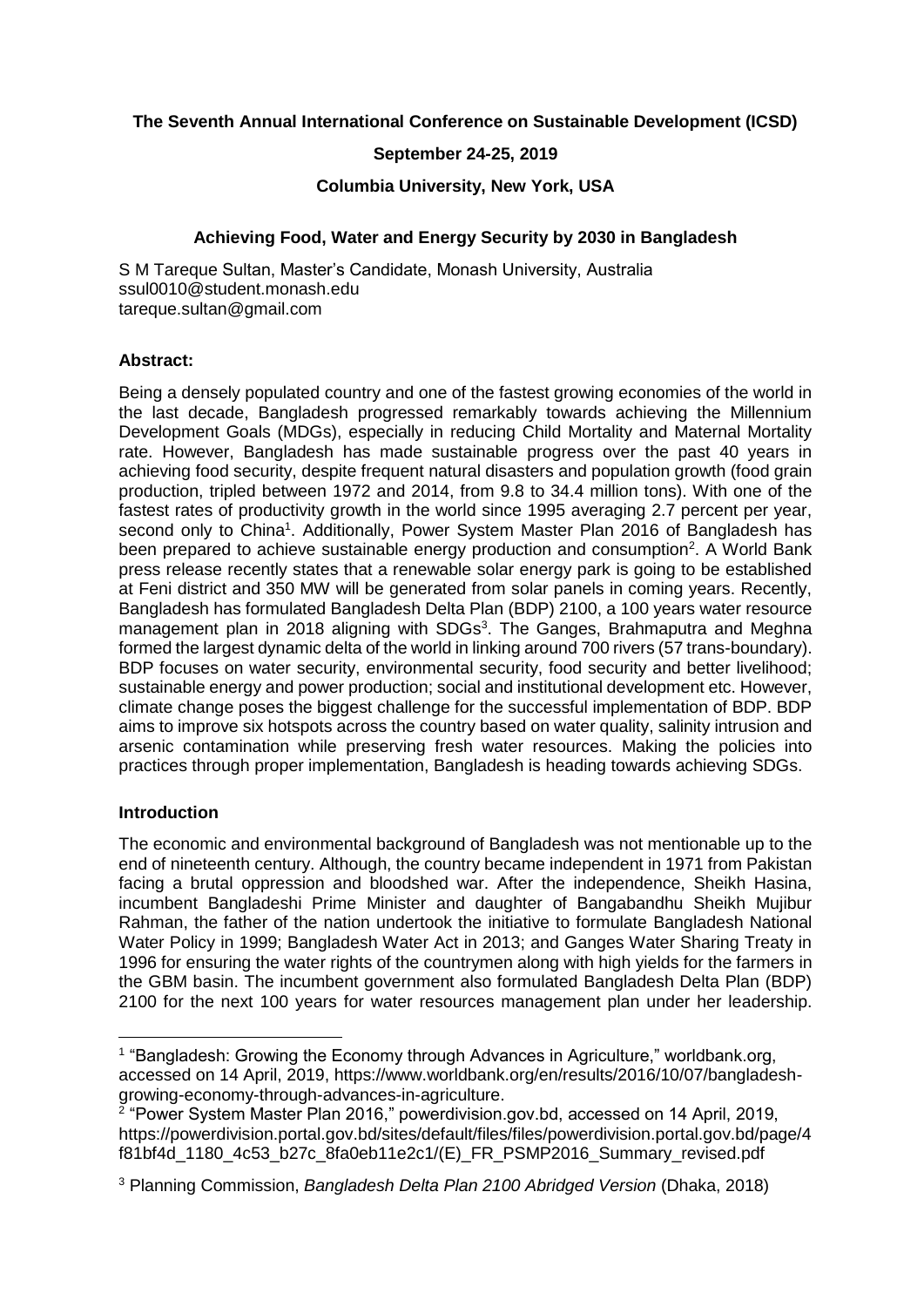**The Seventh Annual International Conference on Sustainable Development (ICSD)**

**September 24-25, 2019**

**Columbia University, New York, USA**

**Achieving Food, Water and Energy Security by 2030 in Bangladesh**

S M Tareque Sultan, Master's Candidate, Monash University, Australia
ssul0010@student.monash.edu
tareque.sultan@gmail.com

**Abstract:**

Being a densely populated country and one of the fastest growing economies of the world in the last decade, Bangladesh progressed remarkably towards achieving the Millennium Development Goals (MDGs), especially in reducing Child Mortality and Maternal Mortality rate. However, Bangladesh has made sustainable progress over the past 40 years in achieving food security, despite frequent natural disasters and population growth (food grain production, tripled between 1972 and 2014, from 9.8 to 34.4 million tons). With one of the fastest rates of productivity growth in the world since 1995 averaging 2.7 percent per year, second only to China[1]. Additionally, Power System Master Plan 2016 of Bangladesh has been prepared to achieve sustainable energy production and consumption[2]. A World Bank press release recently states that a renewable solar energy park is going to be established at Feni district and 350 MW will be generated from solar panels in coming years. Recently, Bangladesh has formulated Bangladesh Delta Plan (BDP) 2100, a 100 years water resource management plan in 2018 aligning with SDGs[3]. The Ganges, Brahmaputra and Meghna formed the largest dynamic delta of the world in linking around 700 rivers (57 trans-boundary). BDP focuses on water security, environmental security, food security and better livelihood; sustainable energy and power production; social and institutional development etc. However, climate change poses the biggest challenge for the successful implementation of BDP. BDP aims to improve six hotspots across the country based on water quality, salinity intrusion and arsenic contamination while preserving fresh water resources. Making the policies into practices through proper implementation, Bangladesh is heading towards achieving SDGs.

**Introduction**

The economic and environmental background of Bangladesh was not mentionable up to the end of nineteenth century. Although, the country became independent in 1971 from Pakistan facing a brutal oppression and bloodshed war. After the independence, Sheikh Hasina, incumbent Bangladeshi Prime Minister and daughter of Bangabandhu Sheikh Mujibur Rahman, the father of the nation undertook the initiative to formulate Bangladesh National Water Policy in 1999; Bangladesh Water Act in 2013; and Ganges Water Sharing Treaty in 1996 for ensuring the water rights of the countrymen along with high yields for the farmers in the GBM basin. The incumbent government also formulated Bangladesh Delta Plan (BDP) 2100 for the next 100 years for water resources management plan under her leadership.

---

[1] "Bangladesh: Growing the Economy through Advances in Agriculture," worldbank.org, accessed on 14 April, 2019, https://www.worldbank.org/en/results/2016/10/07/bangladesh-growing-economy-through-advances-in-agriculture.

[2] "Power System Master Plan 2016," powerdivision.gov.bd, accessed on 14 April, 2019, https://powerdivision.portal.gov.bd/sites/default/files/files/powerdivision.portal.gov.bd/page/4f81bf4d_1180_4c53_b27c_8fa0eb11e2c1/(E)_FR_PSMP2016_Summary_revised.pdf

[3] Planning Commission, *Bangladesh Delta Plan 2100 Abridged Version* (Dhaka, 2018)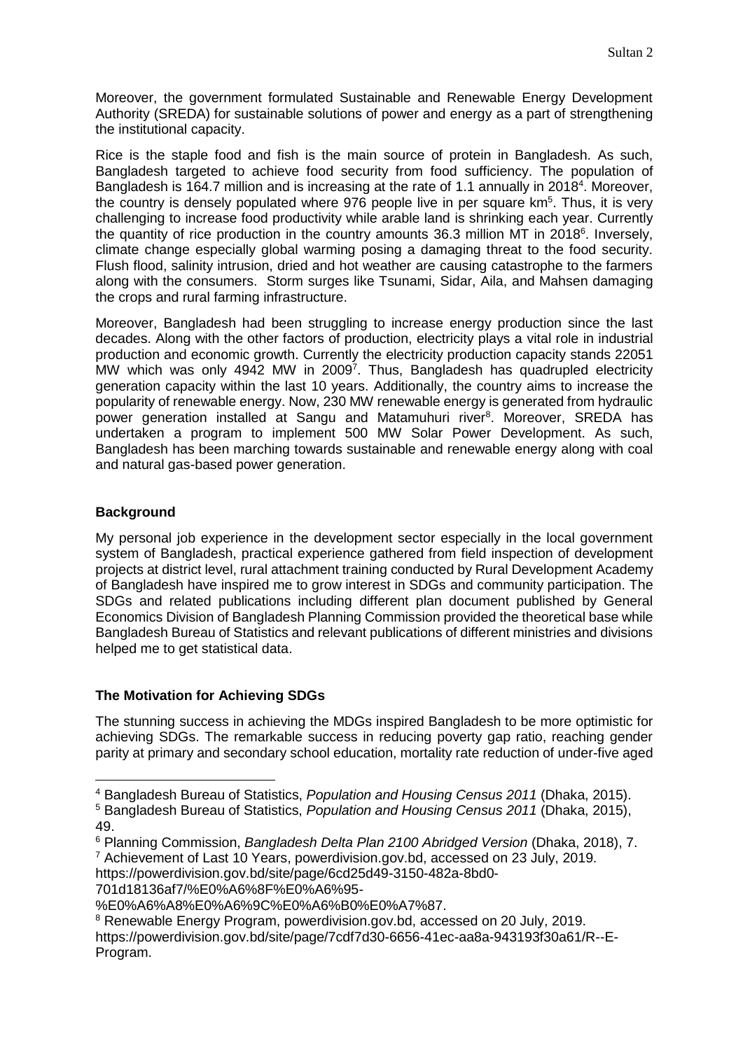Moreover, the government formulated Sustainable and Renewable Energy Development Authority (SREDA) for sustainable solutions of power and energy as a part of strengthening the institutional capacity.

Rice is the staple food and fish is the main source of protein in Bangladesh. As such, Bangladesh targeted to achieve food security from food sufficiency. The population of Bangladesh is 164.7 million and is increasing at the rate of 1.1 annually in 2018[4]. Moreover, the country is densely populated where 976 people live in per square km[5]. Thus, it is very challenging to increase food productivity while arable land is shrinking each year. Currently the quantity of rice production in the country amounts 36.3 million MT in 2018[6]. Inversely, climate change especially global warming posing a damaging threat to the food security. Flush flood, salinity intrusion, dried and hot weather are causing catastrophe to the farmers along with the consumers. Storm surges like Tsunami, Sidar, Aila, and Mahsen damaging the crops and rural farming infrastructure.

Moreover, Bangladesh had been struggling to increase energy production since the last decades. Along with the other factors of production, electricity plays a vital role in industrial production and economic growth. Currently the electricity production capacity stands 22051 MW which was only 4942 MW in 2009[7]. Thus, Bangladesh has quadrupled electricity generation capacity within the last 10 years. Additionally, the country aims to increase the popularity of renewable energy. Now, 230 MW renewable energy is generated from hydraulic power generation installed at Sangu and Matamuhuri river[8]. Moreover, SREDA has undertaken a program to implement 500 MW Solar Power Development. As such, Bangladesh has been marching towards sustainable and renewable energy along with coal and natural gas-based power generation.

## Background

My personal job experience in the development sector especially in the local government system of Bangladesh, practical experience gathered from field inspection of development projects at district level, rural attachment training conducted by Rural Development Academy of Bangladesh have inspired me to grow interest in SDGs and community participation. The SDGs and related publications including different plan document published by General Economics Division of Bangladesh Planning Commission provided the theoretical base while Bangladesh Bureau of Statistics and relevant publications of different ministries and divisions helped me to get statistical data.

## The Motivation for Achieving SDGs

The stunning success in achieving the MDGs inspired Bangladesh to be more optimistic for achieving SDGs. The remarkable success in reducing poverty gap ratio, reaching gender parity at primary and secondary school education, mortality rate reduction of under-five aged

---

[4] Bangladesh Bureau of Statistics, *Population and Housing Census 2011* (Dhaka, 2015).

[5] Bangladesh Bureau of Statistics, *Population and Housing Census 2011* (Dhaka, 2015), 49.

[6] Planning Commission, *Bangladesh Delta Plan 2100 Abridged Version* (Dhaka, 2018), 7.

[7] Achievement of Last 10 Years, powerdivision.gov.bd, accessed on 23 July, 2019. https://powerdivision.gov.bd/site/page/6cd25d49-3150-482a-8bd0-701d18136af7/%E0%A6%8F%E0%A6%95-%E0%A6%A8%E0%A6%9C%E0%A6%B0%E0%A7%87.

[8] Renewable Energy Program, powerdivision.gov.bd, accessed on 20 July, 2019. https://powerdivision.gov.bd/site/page/7cdf7d30-6656-41ec-aa8a-943193f30a61/R--E-Program.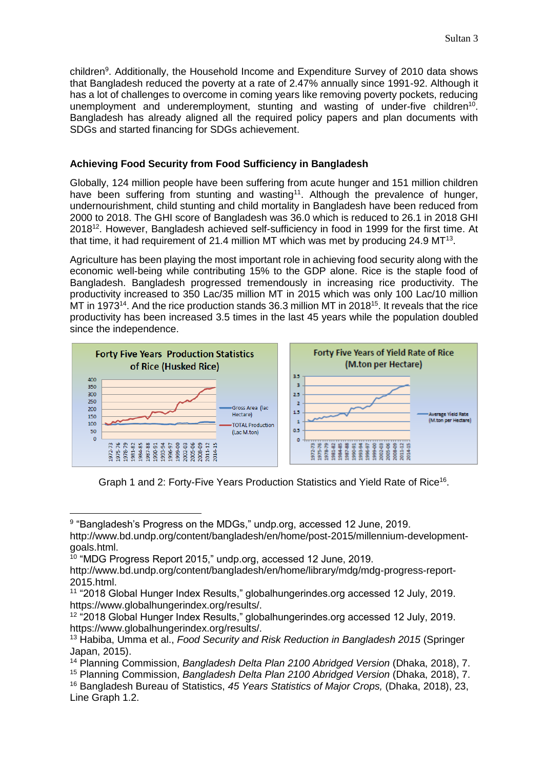children[9]. Additionally, the Household Income and Expenditure Survey of 2010 data shows that Bangladesh reduced the poverty at a rate of 2.47% annually since 1991-92. Although it has a lot of challenges to overcome in coming years like removing poverty pockets, reducing unemployment and underemployment, stunting and wasting of under-five children[10]. Bangladesh has already aligned all the required policy papers and plan documents with SDGs and started financing for SDGs achievement.

### Achieving Food Security from Food Sufficiency in Bangladesh

Globally, 124 million people have been suffering from acute hunger and 151 million children have been suffering from stunting and wasting[11]. Although the prevalence of hunger, undernourishment, child stunting and child mortality in Bangladesh have been reduced from 2000 to 2018. The GHI score of Bangladesh was 36.0 which is reduced to 26.1 in 2018 GHI 2018[12]. However, Bangladesh achieved self-sufficiency in food in 1999 for the first time. At that time, it had requirement of 21.4 million MT which was met by producing 24.9 MT[13].

Agriculture has been playing the most important role in achieving food security along with the economic well-being while contributing 15% to the GDP alone. Rice is the staple food of Bangladesh. Bangladesh progressed tremendously in increasing rice productivity. The productivity increased to 350 Lac/35 million MT in 2015 which was only 100 Lac/10 million MT in 1973[14]. And the rice production stands 36.3 million MT in 2018[15]. It reveals that the rice productivity has been increased 3.5 times in the last 45 years while the population doubled since the independence.

Graph 1 and 2: Forty-Five Years Production Statistics and Yield Rate of Rice[16].

---

[9] "Bangladesh's Progress on the MDGs," undp.org, accessed 12 June, 2019. http://www.bd.undp.org/content/bangladesh/en/home/post-2015/millennium-development-goals.html.

[10] "MDG Progress Report 2015," undp.org, accessed 12 June, 2019. http://www.bd.undp.org/content/bangladesh/en/home/library/mdg/mdg-progress-report-2015.html.

[11] "2018 Global Hunger Index Results," globalhungerindes.org accessed 12 July, 2019. https://www.globalhungerindex.org/results/.

[12] "2018 Global Hunger Index Results," globalhungerindes.org accessed 12 July, 2019. https://www.globalhungerindex.org/results/.

[13] Habiba, Umma et al., *Food Security and Risk Reduction in Bangladesh 2015* (Springer Japan, 2015).

[14] Planning Commission, *Bangladesh Delta Plan 2100 Abridged Version* (Dhaka, 2018), 7.

[15] Planning Commission, *Bangladesh Delta Plan 2100 Abridged Version* (Dhaka, 2018), 7.

[16] Bangladesh Bureau of Statistics, *45 Years Statistics of Major Crops,* (Dhaka, 2018), 23, Line Graph 1.2.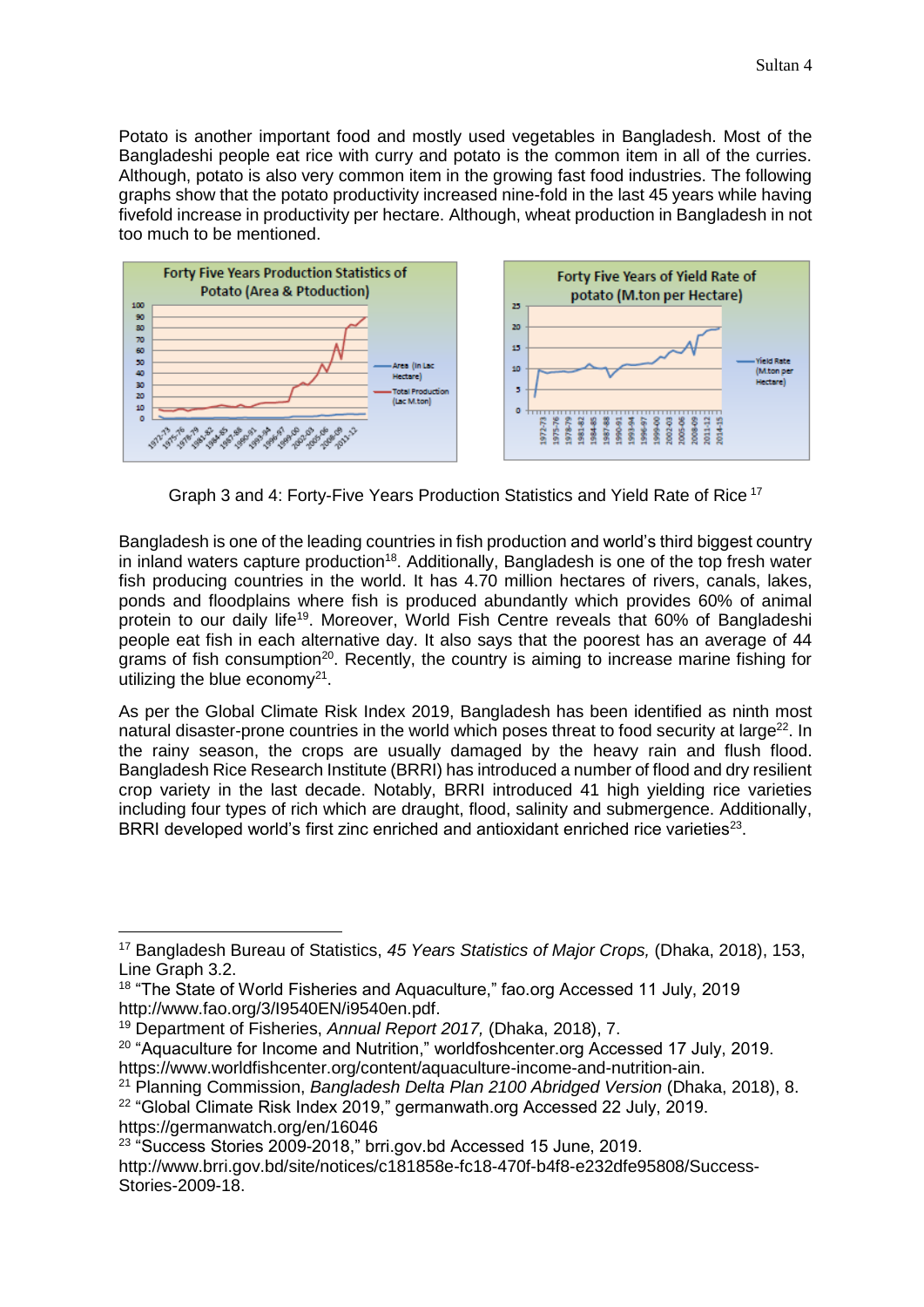Potato is another important food and mostly used vegetables in Bangladesh. Most of the Bangladeshi people eat rice with curry and potato is the common item in all of the curries. Although, potato is also very common item in the growing fast food industries. The following graphs show that the potato productivity increased nine-fold in the last 45 years while having fivefold increase in productivity per hectare. Although, wheat production in Bangladesh in not too much to be mentioned.

Graph 3 and 4: Forty-Five Years Production Statistics and Yield Rate of Rice [17]

Bangladesh is one of the leading countries in fish production and world's third biggest country in inland waters capture production[18]. Additionally, Bangladesh is one of the top fresh water fish producing countries in the world. It has 4.70 million hectares of rivers, canals, lakes, ponds and floodplains where fish is produced abundantly which provides 60% of animal protein to our daily life[19]. Moreover, World Fish Centre reveals that 60% of Bangladeshi people eat fish in each alternative day. It also says that the poorest has an average of 44 grams of fish consumption[20]. Recently, the country is aiming to increase marine fishing for utilizing the blue economy[21].

As per the Global Climate Risk Index 2019, Bangladesh has been identified as ninth most natural disaster-prone countries in the world which poses threat to food security at large[22]. In the rainy season, the crops are usually damaged by the heavy rain and flush flood. Bangladesh Rice Research Institute (BRRI) has introduced a number of flood and dry resilient crop variety in the last decade. Notably, BRRI introduced 41 high yielding rice varieties including four types of rich which are draught, flood, salinity and submergence. Additionally, BRRI developed world's first zinc enriched and antioxidant enriched rice varieties[23].

---

[17] Bangladesh Bureau of Statistics, *45 Years Statistics of Major Crops,* (Dhaka, 2018), 153, Line Graph 3.2.

[18] "The State of World Fisheries and Aquaculture," fao.org Accessed 11 July, 2019 http://www.fao.org/3/I9540EN/i9540en.pdf.

[19] Department of Fisheries, *Annual Report 2017,* (Dhaka, 2018), 7.

[20] "Aquaculture for Income and Nutrition," worldfoshcenter.org Accessed 17 July, 2019. https://www.worldfishcenter.org/content/aquaculture-income-and-nutrition-ain.

[21] Planning Commission, *Bangladesh Delta Plan 2100 Abridged Version* (Dhaka, 2018), 8.

[22] "Global Climate Risk Index 2019," germanwath.org Accessed 22 July, 2019. https://germanwatch.org/en/16046

[23] "Success Stories 2009-2018," brri.gov.bd Accessed 15 June, 2019. http://www.brri.gov.bd/site/notices/c181858e-fc18-470f-b4f8-e232dfe95808/Success-Stories-2009-18.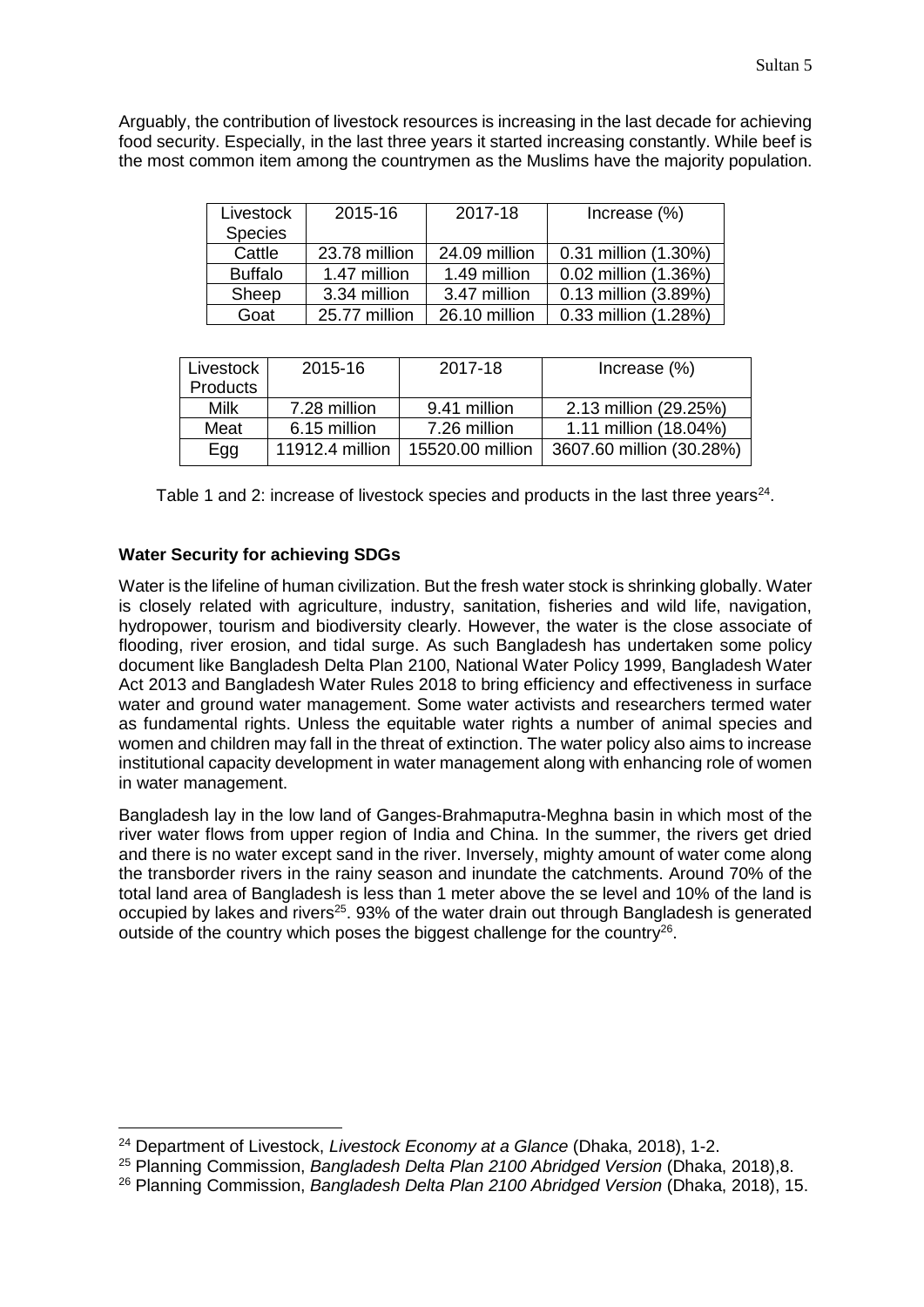Arguably, the contribution of livestock resources is increasing in the last decade for achieving food security. Especially, in the last three years it started increasing constantly. While beef is the most common item among the countrymen as the Muslims have the majority population.

| Livestock Species | 2015-16 | 2017-18 | Increase (%) |
| --- | --- | --- | --- |
| Cattle | 23.78 million | 24.09 million | 0.31 million (1.30%) |
| Buffalo | 1.47 million | 1.49 million | 0.02 million (1.36%) |
| Sheep | 3.34 million | 3.47 million | 0.13 million (3.89%) |
| Goat | 25.77 million | 26.10 million | 0.33 million (1.28%) |

| Livestock Products | 2015-16 | 2017-18 | Increase (%) |
| --- | --- | --- | --- |
| Milk | 7.28 million | 9.41 million | 2.13 million (29.25%) |
| Meat | 6.15 million | 7.26 million | 1.11 million (18.04%) |
| Egg | 11912.4 million | 15520.00 million | 3607.60 million (30.28%) |

Table 1 and 2: increase of livestock species and products in the last three years[24].

### Water Security for achieving SDGs

Water is the lifeline of human civilization. But the fresh water stock is shrinking globally. Water is closely related with agriculture, industry, sanitation, fisheries and wild life, navigation, hydropower, tourism and biodiversity clearly. However, the water is the close associate of flooding, river erosion, and tidal surge. As such Bangladesh has undertaken some policy document like Bangladesh Delta Plan 2100, National Water Policy 1999, Bangladesh Water Act 2013 and Bangladesh Water Rules 2018 to bring efficiency and effectiveness in surface water and ground water management. Some water activists and researchers termed water as fundamental rights. Unless the equitable water rights a number of animal species and women and children may fall in the threat of extinction. The water policy also aims to increase institutional capacity development in water management along with enhancing role of women in water management.

Bangladesh lay in the low land of Ganges-Brahmaputra-Meghna basin in which most of the river water flows from upper region of India and China. In the summer, the rivers get dried and there is no water except sand in the river. Inversely, mighty amount of water come along the transborder rivers in the rainy season and inundate the catchments. Around 70% of the total land area of Bangladesh is less than 1 meter above the se level and 10% of the land is occupied by lakes and rivers[25]. 93% of the water drain out through Bangladesh is generated outside of the country which poses the biggest challenge for the country[26].

[24] Department of Livestock, *Livestock Economy at a Glance* (Dhaka, 2018), 1-2.

[25] Planning Commission, *Bangladesh Delta Plan 2100 Abridged Version* (Dhaka, 2018),8.

[26] Planning Commission, *Bangladesh Delta Plan 2100 Abridged Version* (Dhaka, 2018), 15.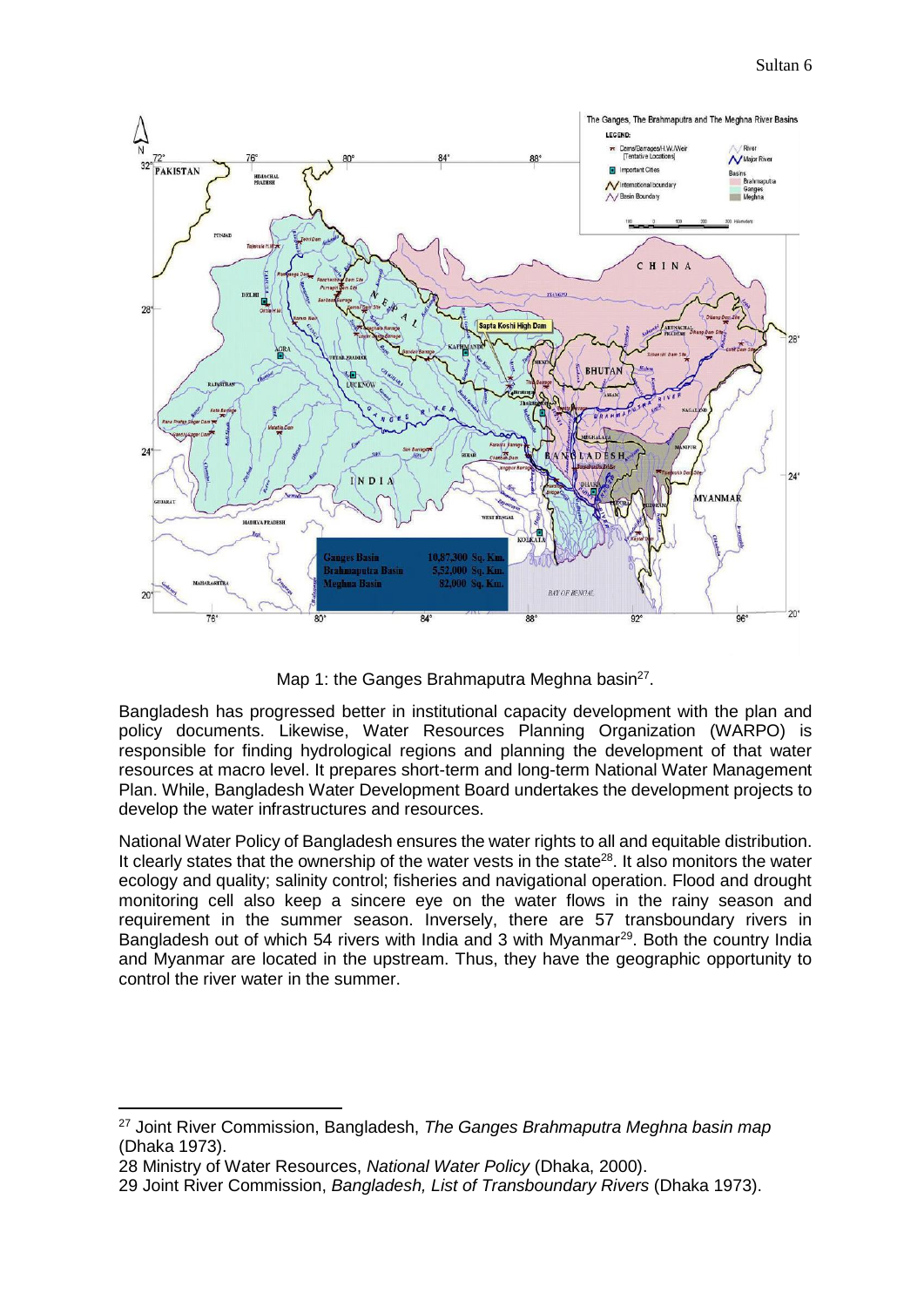Map 1: the Ganges Brahmaputra Meghna basin[27].

Bangladesh has progressed better in institutional capacity development with the plan and policy documents. Likewise, Water Resources Planning Organization (WARPO) is responsible for finding hydrological regions and planning the development of that water resources at macro level. It prepares short-term and long-term National Water Management Plan. While, Bangladesh Water Development Board undertakes the development projects to develop the water infrastructures and resources.

National Water Policy of Bangladesh ensures the water rights to all and equitable distribution. It clearly states that the ownership of the water vests in the state[28]. It also monitors the water ecology and quality; salinity control; fisheries and navigational operation. Flood and drought monitoring cell also keep a sincere eye on the water flows in the rainy season and requirement in the summer season. Inversely, there are 57 transboundary rivers in Bangladesh out of which 54 rivers with India and 3 with Myanmar[29]. Both the country India and Myanmar are located in the upstream. Thus, they have the geographic opportunity to control the river water in the summer.

---

[27] Joint River Commission, Bangladesh, *The Ganges Brahmaputra Meghna basin map* (Dhaka 1973).

28 Ministry of Water Resources, *National Water Policy* (Dhaka, 2000).

29 Joint River Commission, *Bangladesh, List of Transboundary Rivers* (Dhaka 1973).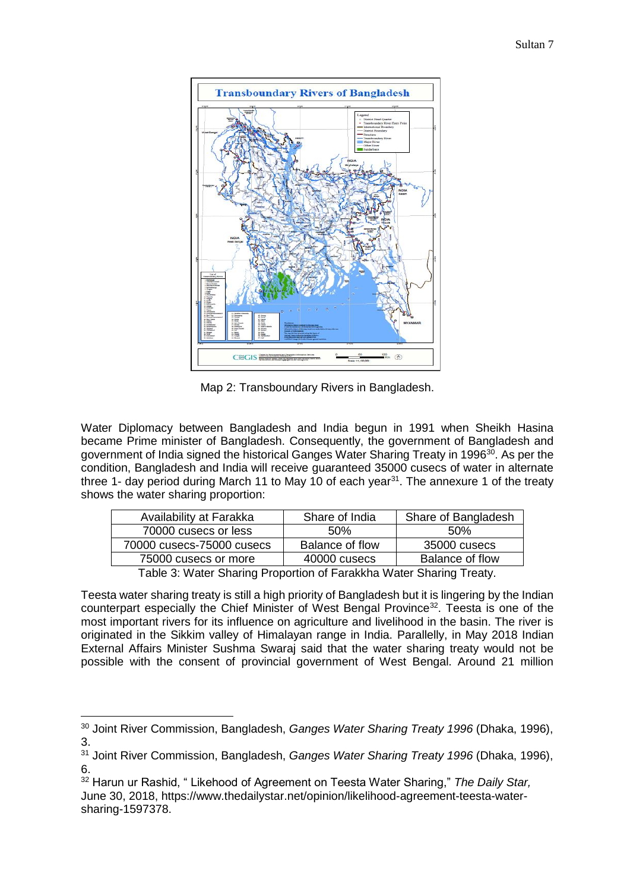Map 2: Transboundary Rivers in Bangladesh.

Water Diplomacy between Bangladesh and India begun in 1991 when Sheikh Hasina became Prime minister of Bangladesh. Consequently, the government of Bangladesh and government of India signed the historical Ganges Water Sharing Treaty in 1996[30]. As per the condition, Bangladesh and India will receive guaranteed 35000 cusecs of water in alternate three 1- day period during March 11 to May 10 of each year[31]. The annexure 1 of the treaty shows the water sharing proportion:

| Availability at Farakka | Share of India | Share of Bangladesh |
| --- | --- | --- |
| 70000 cusecs or less | 50% | 50% |
| 70000 cusecs-75000 cusecs | Balance of flow | 35000 cusecs |
| 75000 cusecs or more | 40000 cusecs | Balance of flow |

Table 3: Water Sharing Proportion of Farakkha Water Sharing Treaty.

Teesta water sharing treaty is still a high priority of Bangladesh but it is lingering by the Indian counterpart especially the Chief Minister of West Bengal Province[32]. Teesta is one of the most important rivers for its influence on agriculture and livelihood in the basin. The river is originated in the Sikkim valley of Himalayan range in India. Parallelly, in May 2018 Indian External Affairs Minister Sushma Swaraj said that the water sharing treaty would not be possible with the consent of provincial government of West Bengal. Around 21 million

[30] Joint River Commission, Bangladesh, *Ganges Water Sharing Treaty 1996* (Dhaka, 1996), 3.

[31] Joint River Commission, Bangladesh, *Ganges Water Sharing Treaty 1996* (Dhaka, 1996), 6.

[32] Harun ur Rashid, " Likehood of Agreement on Teesta Water Sharing," *The Daily Star,* June 30, 2018, https://www.thedailystar.net/opinion/likelihood-agreement-teesta-water-sharing-1597378.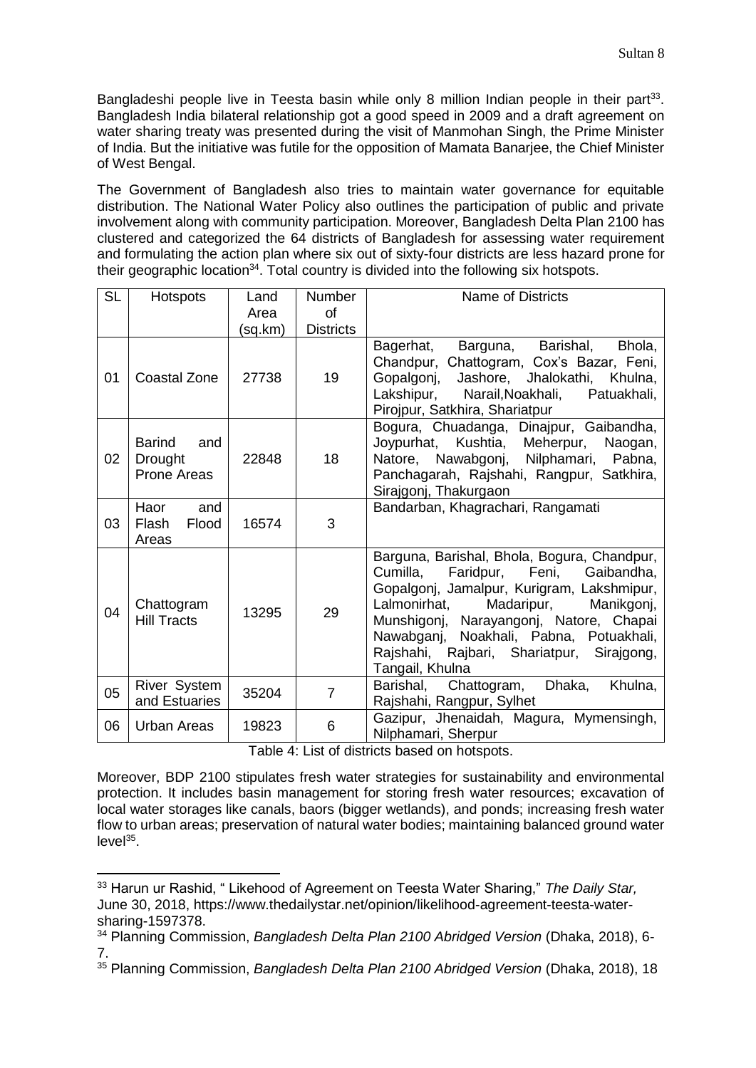Bangladeshi people live in Teesta basin while only 8 million Indian people in their part[33]. Bangladesh India bilateral relationship got a good speed in 2009 and a draft agreement on water sharing treaty was presented during the visit of Manmohan Singh, the Prime Minister of India. But the initiative was futile for the opposition of Mamata Banarjee, the Chief Minister of West Bengal.

The Government of Bangladesh also tries to maintain water governance for equitable distribution. The National Water Policy also outlines the participation of public and private involvement along with community participation. Moreover, Bangladesh Delta Plan 2100 has clustered and categorized the 64 districts of Bangladesh for assessing water requirement and formulating the action plan where six out of sixty-four districts are less hazard prone for their geographic location[34]. Total country is divided into the following six hotspots.

| SL | Hotspots | Land Area (sq.km) | Number of Districts | Name of Districts |
|---|---|---|---|---|
| 01 | Coastal Zone | 27738 | 19 | Bagerhat, Barguna, Barishal, Bhola, Chandpur, Chattogram, Cox's Bazar, Feni, Gopalgonj, Jashore, Jhalokathi, Khulna, Lakshipur, Narail,Noakhali, Patuakhali, Pirojpur, Satkhira, Shariatpur |
| 02 | Barind and Drought Prone Areas | 22848 | 18 | Bogura, Chuadanga, Dinajpur, Gaibandha, Joypurhat, Kushtia, Meherpur, Naogan, Natore, Nawabgonj, Nilphamari, Pabna, Panchagarah, Rajshahi, Rangpur, Satkhira, Sirajgonj, Thakurgaon |
| 03 | Haor and Flash Flood Areas | 16574 | 3 | Bandarban, Khagrachari, Rangamati |
| 04 | Chattogram Hill Tracts | 13295 | 29 | Barguna, Barishal, Bhola, Bogura, Chandpur, Cumilla, Faridpur, Feni, Gaibandha, Gopalgonj, Jamalpur, Kurigram, Lakshmipur, Lalmonirhat, Madaripur, Manikgonj, Munshigonj, Narayangonj, Natore, Chapai Nawabganj, Noakhali, Pabna, Potuakhali, Rajshahi, Rajbari, Shariatpur, Sirajgong, Tangail, Khulna |
| 05 | River System and Estuaries | 35204 | 7 | Barishal, Chattogram, Dhaka, Khulna, Rajshahi, Rangpur, Sylhet |
| 06 | Urban Areas | 19823 | 6 | Gazipur, Jhenaidah, Magura, Mymensingh, Nilphamari, Sherpur |

Table 4: List of districts based on hotspots.

Moreover, BDP 2100 stipulates fresh water strategies for sustainability and environmental protection. It includes basin management for storing fresh water resources; excavation of local water storages like canals, baors (bigger wetlands), and ponds; increasing fresh water flow to urban areas; preservation of natural water bodies; maintaining balanced ground water level[35].

---

[33] Harun ur Rashid, " Likehood of Agreement on Teesta Water Sharing," *The Daily Star,* June 30, 2018, https://www.thedailystar.net/opinion/likelihood-agreement-teesta-water-sharing-1597378.

[34] Planning Commission, *Bangladesh Delta Plan 2100 Abridged Version* (Dhaka, 2018), 6-7.

[35] Planning Commission, *Bangladesh Delta Plan 2100 Abridged Version* (Dhaka, 2018), 18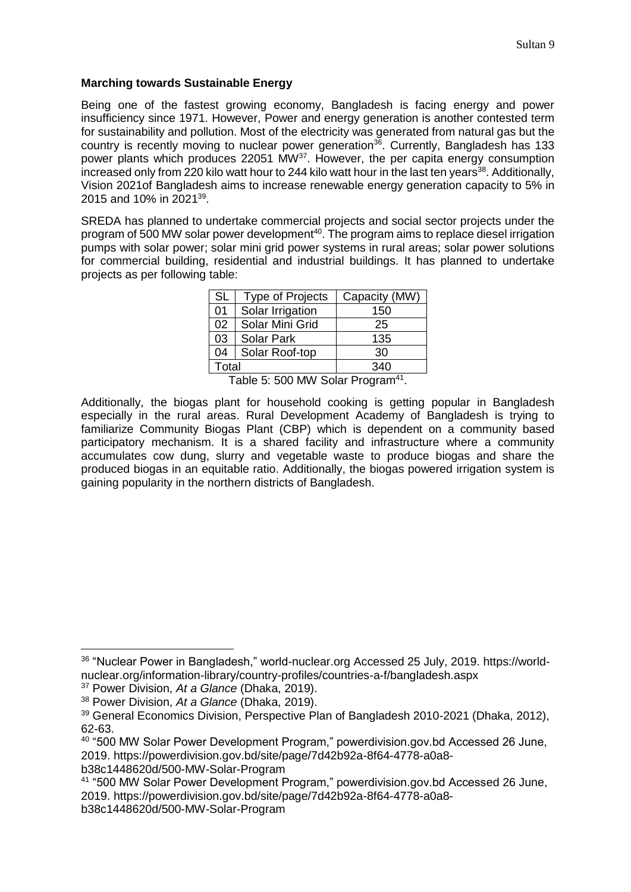**Marching towards Sustainable Energy**

Being one of the fastest growing economy, Bangladesh is facing energy and power insufficiency since 1971. However, Power and energy generation is another contested term for sustainability and pollution. Most of the electricity was generated from natural gas but the country is recently moving to nuclear power generation[36]. Currently, Bangladesh has 133 power plants which produces 22051 MW[37]. However, the per capita energy consumption increased only from 220 kilo watt hour to 244 kilo watt hour in the last ten years[38]. Additionally, Vision 2021of Bangladesh aims to increase renewable energy generation capacity to 5% in 2015 and 10% in 2021[39].

SREDA has planned to undertake commercial projects and social sector projects under the program of 500 MW solar power development[40]. The program aims to replace diesel irrigation pumps with solar power; solar mini grid power systems in rural areas; solar power solutions for commercial building, residential and industrial buildings. It has planned to undertake projects as per following table:

| SL | Type of Projects | Capacity (MW) |
|---|---|---|
| 01 | Solar Irrigation | 150 |
| 02 | Solar Mini Grid | 25 |
| 03 | Solar Park | 135 |
| 04 | Solar Roof-top | 30 |
| Total | | 340 |

Table 5: 500 MW Solar Program[41].

Additionally, the biogas plant for household cooking is getting popular in Bangladesh especially in the rural areas. Rural Development Academy of Bangladesh is trying to familiarize Community Biogas Plant (CBP) which is dependent on a community based participatory mechanism. It is a shared facility and infrastructure where a community accumulates cow dung, slurry and vegetable waste to produce biogas and share the produced biogas in an equitable ratio. Additionally, the biogas powered irrigation system is gaining popularity in the northern districts of Bangladesh.

---

[36] "Nuclear Power in Bangladesh," world-nuclear.org Accessed 25 July, 2019. https://world-nuclear.org/information-library/country-profiles/countries-a-f/bangladesh.aspx

[37] Power Division, *At a Glance* (Dhaka, 2019).

[38] Power Division, *At a Glance* (Dhaka, 2019).

[39] General Economics Division, Perspective Plan of Bangladesh 2010-2021 (Dhaka, 2012), 62-63.

[40] "500 MW Solar Power Development Program," powerdivision.gov.bd Accessed 26 June, 2019. https://powerdivision.gov.bd/site/page/7d42b92a-8f64-4778-a0a8-b38c1448620d/500-MW-Solar-Program

[41] "500 MW Solar Power Development Program," powerdivision.gov.bd Accessed 26 June, 2019. https://powerdivision.gov.bd/site/page/7d42b92a-8f64-4778-a0a8-b38c1448620d/500-MW-Solar-Program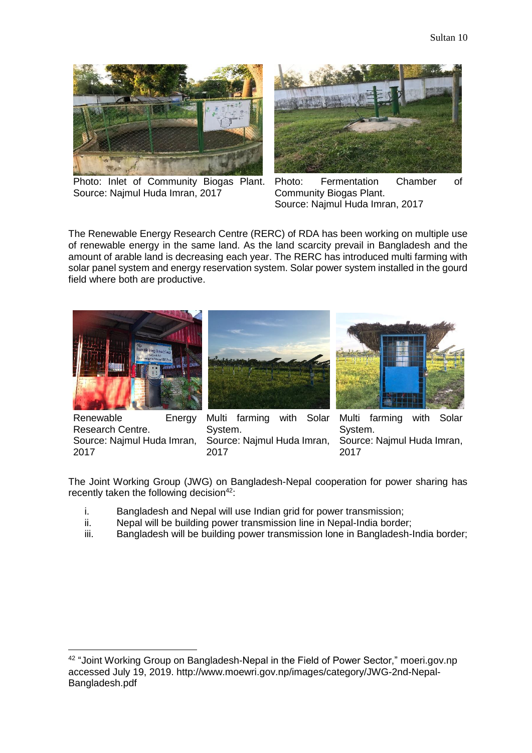Photo: Inlet of Community Biogas Plant. Source: Najmul Huda Imran, 2017

Photo: Fermentation Chamber of Community Biogas Plant. Source: Najmul Huda Imran, 2017

The Renewable Energy Research Centre (RERC) of RDA has been working on multiple use of renewable energy in the same land. As the land scarcity prevail in Bangladesh and the amount of arable land is decreasing each year. The RERC has introduced multi farming with solar panel system and energy reservation system. Solar power system installed in the gourd field where both are productive.

Renewable Energy Research Centre. Source: Najmul Huda Imran, 2017

Multi farming with Solar System. Source: Najmul Huda Imran, 2017

Multi farming with Solar System. Source: Najmul Huda Imran, 2017

The Joint Working Group (JWG) on Bangladesh-Nepal cooperation for power sharing has recently taken the following decision[42]:

i. Bangladesh and Nepal will use Indian grid for power transmission;
ii. Nepal will be building power transmission line in Nepal-India border;
iii. Bangladesh will be building power transmission lone in Bangladesh-India border;

[42] "Joint Working Group on Bangladesh-Nepal in the Field of Power Sector," moeri.gov.np accessed July 19, 2019. http://www.moewri.gov.np/images/category/JWG-2nd-Nepal-Bangladesh.pdf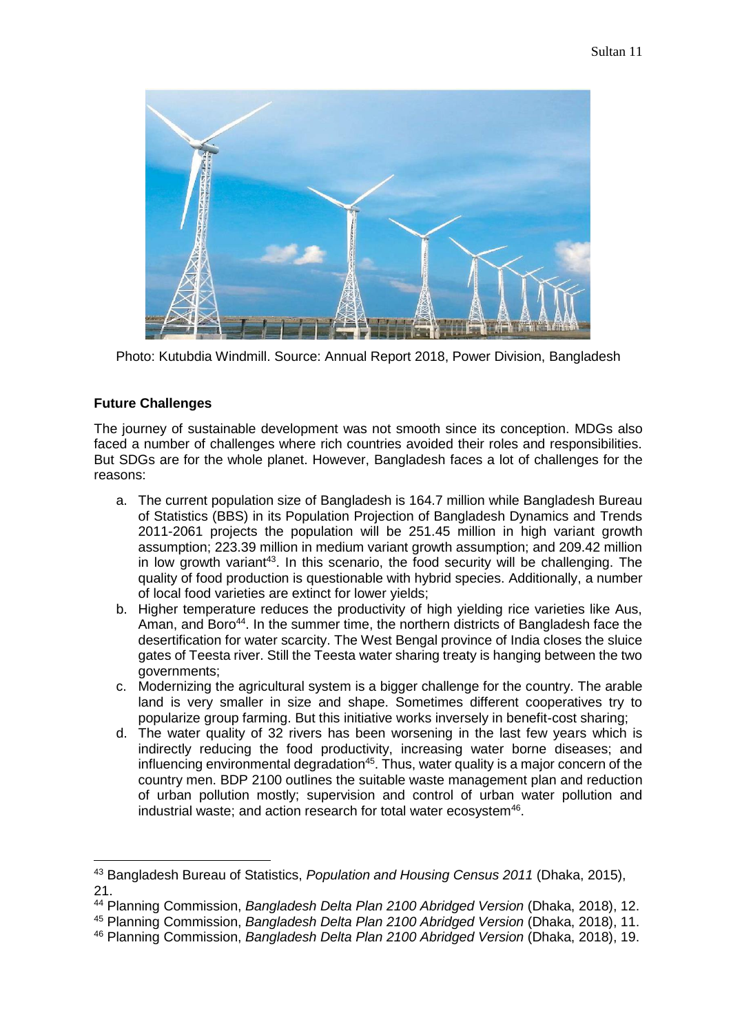Photo: Kutubdia Windmill. Source: Annual Report 2018, Power Division, Bangladesh

**Future Challenges**

The journey of sustainable development was not smooth since its conception. MDGs also faced a number of challenges where rich countries avoided their roles and responsibilities. But SDGs are for the whole planet. However, Bangladesh faces a lot of challenges for the reasons:

a. The current population size of Bangladesh is 164.7 million while Bangladesh Bureau of Statistics (BBS) in its Population Projection of Bangladesh Dynamics and Trends 2011-2061 projects the population will be 251.45 million in high variant growth assumption; 223.39 million in medium variant growth assumption; and 209.42 million in low growth variant[43]. In this scenario, the food security will be challenging. The quality of food production is questionable with hybrid species. Additionally, a number of local food varieties are extinct for lower yields;
b. Higher temperature reduces the productivity of high yielding rice varieties like Aus, Aman, and Boro[44]. In the summer time, the northern districts of Bangladesh face the desertification for water scarcity. The West Bengal province of India closes the sluice gates of Teesta river. Still the Teesta water sharing treaty is hanging between the two governments;
c. Modernizing the agricultural system is a bigger challenge for the country. The arable land is very smaller in size and shape. Sometimes different cooperatives try to popularize group farming. But this initiative works inversely in benefit-cost sharing;
d. The water quality of 32 rivers has been worsening in the last few years which is indirectly reducing the food productivity, increasing water borne diseases; and influencing environmental degradation[45]. Thus, water quality is a major concern of the country men. BDP 2100 outlines the suitable waste management plan and reduction of urban pollution mostly; supervision and control of urban water pollution and industrial waste; and action research for total water ecosystem[46].

---

[43] Bangladesh Bureau of Statistics, *Population and Housing Census 2011* (Dhaka, 2015), 21.

[44] Planning Commission, *Bangladesh Delta Plan 2100 Abridged Version* (Dhaka, 2018), 12.

[45] Planning Commission, *Bangladesh Delta Plan 2100 Abridged Version* (Dhaka, 2018), 11.

[46] Planning Commission, *Bangladesh Delta Plan 2100 Abridged Version* (Dhaka, 2018), 19.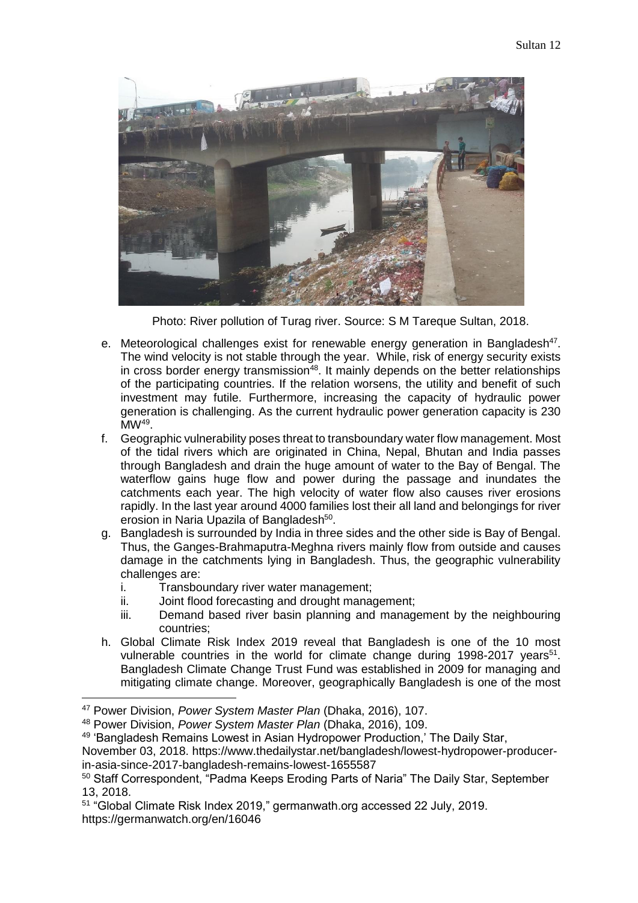Photo: River pollution of Turag river. Source: S M Tareque Sultan, 2018.

e. Meteorological challenges exist for renewable energy generation in Bangladesh[47]. The wind velocity is not stable through the year. While, risk of energy security exists in cross border energy transmission[48]. It mainly depends on the better relationships of the participating countries. If the relation worsens, the utility and benefit of such investment may futile. Furthermore, increasing the capacity of hydraulic power generation is challenging. As the current hydraulic power generation capacity is 230 MW[49].
f. Geographic vulnerability poses threat to transboundary water flow management. Most of the tidal rivers which are originated in China, Nepal, Bhutan and India passes through Bangladesh and drain the huge amount of water to the Bay of Bengal. The waterflow gains huge flow and power during the passage and inundates the catchments each year. The high velocity of water flow also causes river erosions rapidly. In the last year around 4000 families lost their all land and belongings for river erosion in Naria Upazila of Bangladesh[50].
g. Bangladesh is surrounded by India in three sides and the other side is Bay of Bengal. Thus, the Ganges-Brahmaputra-Meghna rivers mainly flow from outside and causes damage in the catchments lying in Bangladesh. Thus, the geographic vulnerability challenges are:
   i. Transboundary river water management;
   ii. Joint flood forecasting and drought management;
   iii. Demand based river basin planning and management by the neighbouring countries;
h. Global Climate Risk Index 2019 reveal that Bangladesh is one of the 10 most vulnerable countries in the world for climate change during 1998-2017 years[51]. Bangladesh Climate Change Trust Fund was established in 2009 for managing and mitigating climate change. Moreover, geographically Bangladesh is one of the most

---

[47] Power Division, *Power System Master Plan* (Dhaka, 2016), 107.

[48] Power Division, *Power System Master Plan* (Dhaka, 2016), 109.

[49] 'Bangladesh Remains Lowest in Asian Hydropower Production,' The Daily Star, November 03, 2018. https://www.thedailystar.net/bangladesh/lowest-hydropower-producer-in-asia-since-2017-bangladesh-remains-lowest-1655587

[50] Staff Correspondent, "Padma Keeps Eroding Parts of Naria" The Daily Star, September 13, 2018.

[51] "Global Climate Risk Index 2019," germanwath.org accessed 22 July, 2019. https://germanwatch.org/en/16046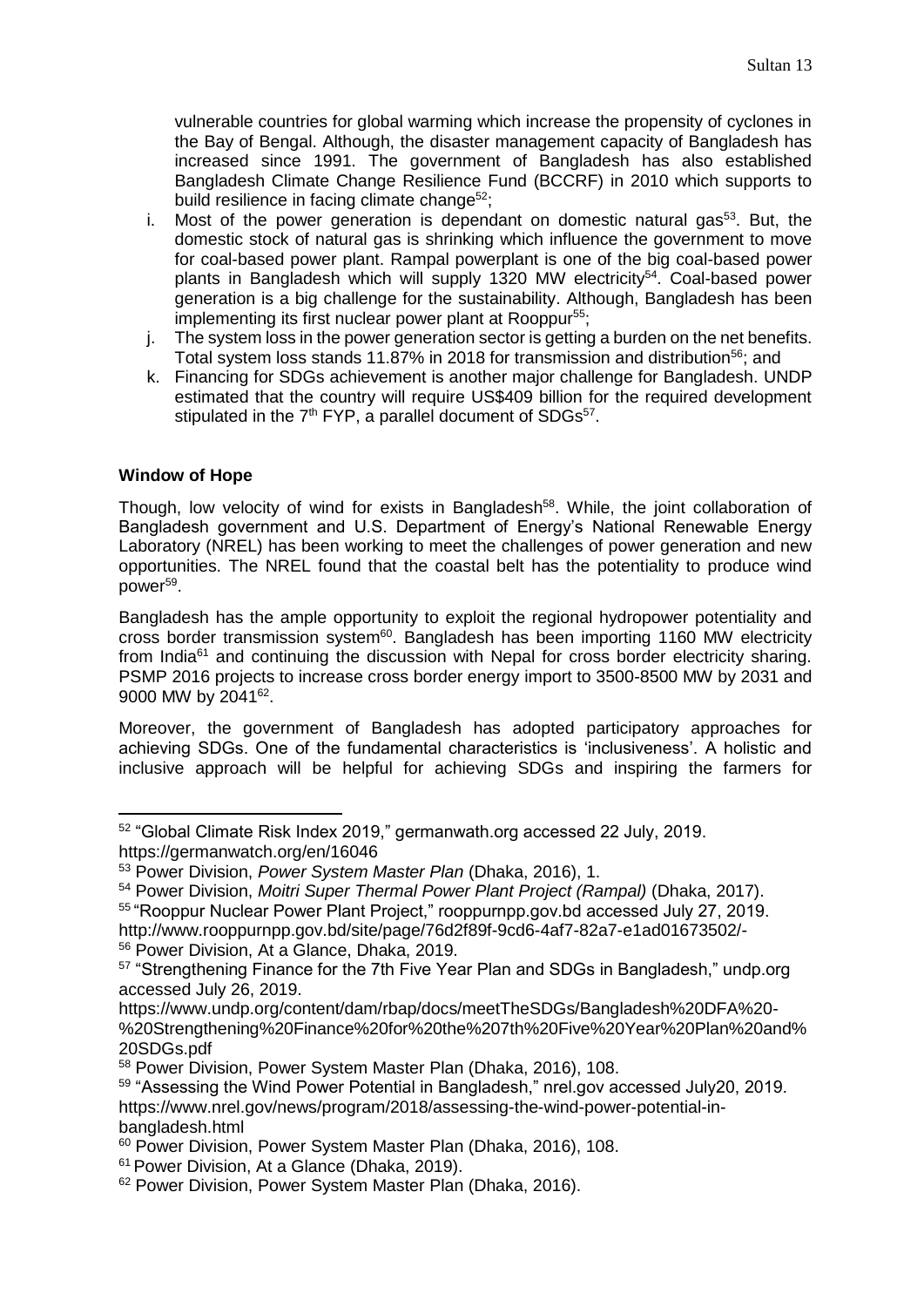vulnerable countries for global warming which increase the propensity of cyclones in the Bay of Bengal. Although, the disaster management capacity of Bangladesh has increased since 1991. The government of Bangladesh has also established Bangladesh Climate Change Resilience Fund (BCCRF) in 2010 which supports to build resilience in facing climate change[52];

i. Most of the power generation is dependant on domestic natural gas[53]. But, the domestic stock of natural gas is shrinking which influence the government to move for coal-based power plant. Rampal powerplant is one of the big coal-based power plants in Bangladesh which will supply 1320 MW electricity[54]. Coal-based power generation is a big challenge for the sustainability. Although, Bangladesh has been implementing its first nuclear power plant at Rooppur[55];
j. The system loss in the power generation sector is getting a burden on the net benefits. Total system loss stands 11.87% in 2018 for transmission and distribution[56]; and
k. Financing for SDGs achievement is another major challenge for Bangladesh. UNDP estimated that the country will require US$409 billion for the required development stipulated in the 7th FYP, a parallel document of SDGs[57].

**Window of Hope**

Though, low velocity of wind for exists in Bangladesh[58]. While, the joint collaboration of Bangladesh government and U.S. Department of Energy's National Renewable Energy Laboratory (NREL) has been working to meet the challenges of power generation and new opportunities. The NREL found that the coastal belt has the potentiality to produce wind power[59].

Bangladesh has the ample opportunity to exploit the regional hydropower potentiality and cross border transmission system[60]. Bangladesh has been importing 1160 MW electricity from India[61] and continuing the discussion with Nepal for cross border electricity sharing. PSMP 2016 projects to increase cross border energy import to 3500-8500 MW by 2031 and 9000 MW by 2041[62].

Moreover, the government of Bangladesh has adopted participatory approaches for achieving SDGs. One of the fundamental characteristics is 'inclusiveness'. A holistic and inclusive approach will be helpful for achieving SDGs and inspiring the farmers for

---

[52] "Global Climate Risk Index 2019," germanwath.org accessed 22 July, 2019. https://germanwatch.org/en/16046
[53] Power Division, *Power System Master Plan* (Dhaka, 2016), 1.
[54] Power Division, *Moitri Super Thermal Power Plant Project (Rampal)* (Dhaka, 2017).
[55] "Rooppur Nuclear Power Plant Project," rooppurnpp.gov.bd accessed July 27, 2019. http://www.rooppurnpp.gov.bd/site/page/76d2f89f-9cd6-4af7-82a7-e1ad01673502/-
[56] Power Division, At a Glance, Dhaka, 2019.
[57] "Strengthening Finance for the 7th Five Year Plan and SDGs in Bangladesh," undp.org accessed July 26, 2019. https://www.undp.org/content/dam/rbap/docs/meetTheSDGs/Bangladesh%20DFA%20-%20Strengthening%20Finance%20for%20the%207th%20Five%20Year%20Plan%20and%20SDGs.pdf
[58] Power Division, Power System Master Plan (Dhaka, 2016), 108.
[59] "Assessing the Wind Power Potential in Bangladesh," nrel.gov accessed July20, 2019. https://www.nrel.gov/news/program/2018/assessing-the-wind-power-potential-in-bangladesh.html
[60] Power Division, Power System Master Plan (Dhaka, 2016), 108.
[61] Power Division, At a Glance (Dhaka, 2019).
[62] Power Division, Power System Master Plan (Dhaka, 2016).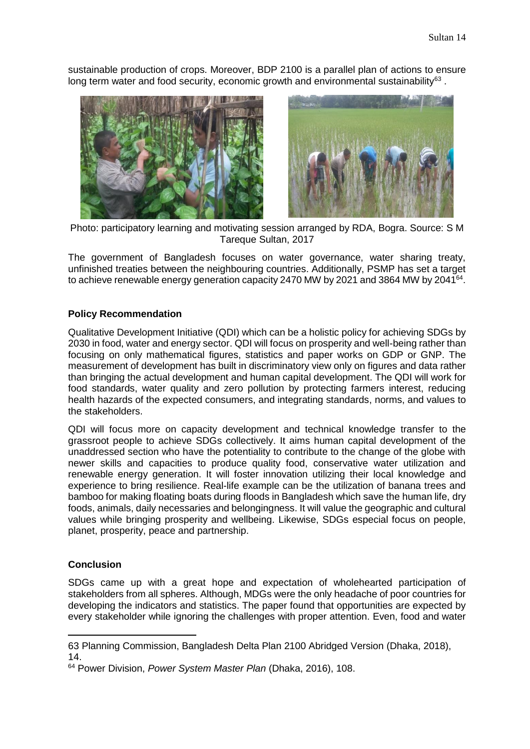sustainable production of crops. Moreover, BDP 2100 is a parallel plan of actions to ensure long term water and food security, economic growth and environmental sustainability[63] .

Photo: participatory learning and motivating session arranged by RDA, Bogra. Source: S M Tareque Sultan, 2017

The government of Bangladesh focuses on water governance, water sharing treaty, unfinished treaties between the neighbouring countries. Additionally, PSMP has set a target to achieve renewable energy generation capacity 2470 MW by 2021 and 3864 MW by 2041[64].

## Policy Recommendation

Qualitative Development Initiative (QDI) which can be a holistic policy for achieving SDGs by 2030 in food, water and energy sector. QDI will focus on prosperity and well-being rather than focusing on only mathematical figures, statistics and paper works on GDP or GNP. The measurement of development has built in discriminatory view only on figures and data rather than bringing the actual development and human capital development. The QDI will work for food standards, water quality and zero pollution by protecting farmers interest, reducing health hazards of the expected consumers, and integrating standards, norms, and values to the stakeholders.

QDI will focus more on capacity development and technical knowledge transfer to the grassroot people to achieve SDGs collectively. It aims human capital development of the unaddressed section who have the potentiality to contribute to the change of the globe with newer skills and capacities to produce quality food, conservative water utilization and renewable energy generation. It will foster innovation utilizing their local knowledge and experience to bring resilience. Real-life example can be the utilization of banana trees and bamboo for making floating boats during floods in Bangladesh which save the human life, dry foods, animals, daily necessaries and belongingness. It will value the geographic and cultural values while bringing prosperity and wellbeing. Likewise, SDGs especial focus on people, planet, prosperity, peace and partnership.

## Conclusion

SDGs came up with a great hope and expectation of wholehearted participation of stakeholders from all spheres. Although, MDGs were the only headache of poor countries for developing the indicators and statistics. The paper found that opportunities are expected by every stakeholder while ignoring the challenges with proper attention. Even, food and water

---

63 Planning Commission, Bangladesh Delta Plan 2100 Abridged Version (Dhaka, 2018), 14.

64 Power Division, *Power System Master Plan* (Dhaka, 2016), 108.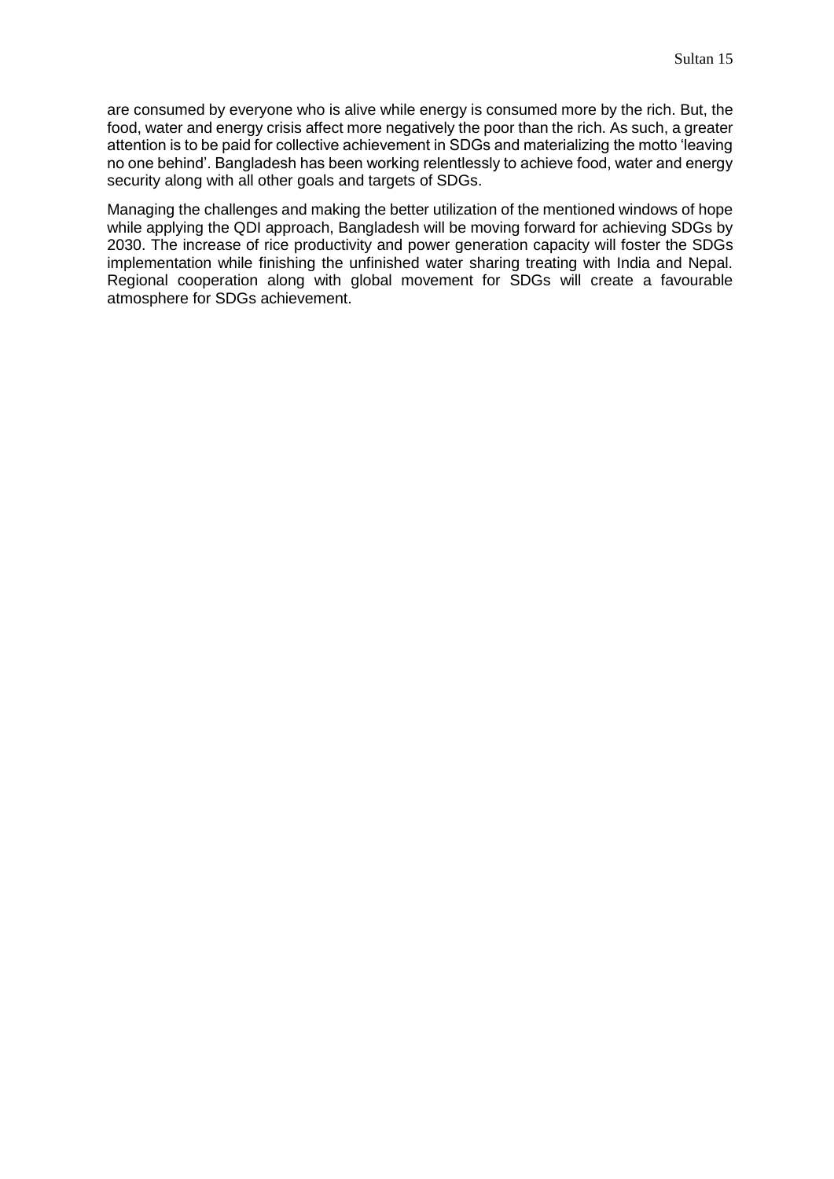are consumed by everyone who is alive while energy is consumed more by the rich. But, the food, water and energy crisis affect more negatively the poor than the rich. As such, a greater attention is to be paid for collective achievement in SDGs and materializing the motto 'leaving no one behind'. Bangladesh has been working relentlessly to achieve food, water and energy security along with all other goals and targets of SDGs.

Managing the challenges and making the better utilization of the mentioned windows of hope while applying the QDI approach, Bangladesh will be moving forward for achieving SDGs by 2030. The increase of rice productivity and power generation capacity will foster the SDGs implementation while finishing the unfinished water sharing treating with India and Nepal. Regional cooperation along with global movement for SDGs will create a favourable atmosphere for SDGs achievement.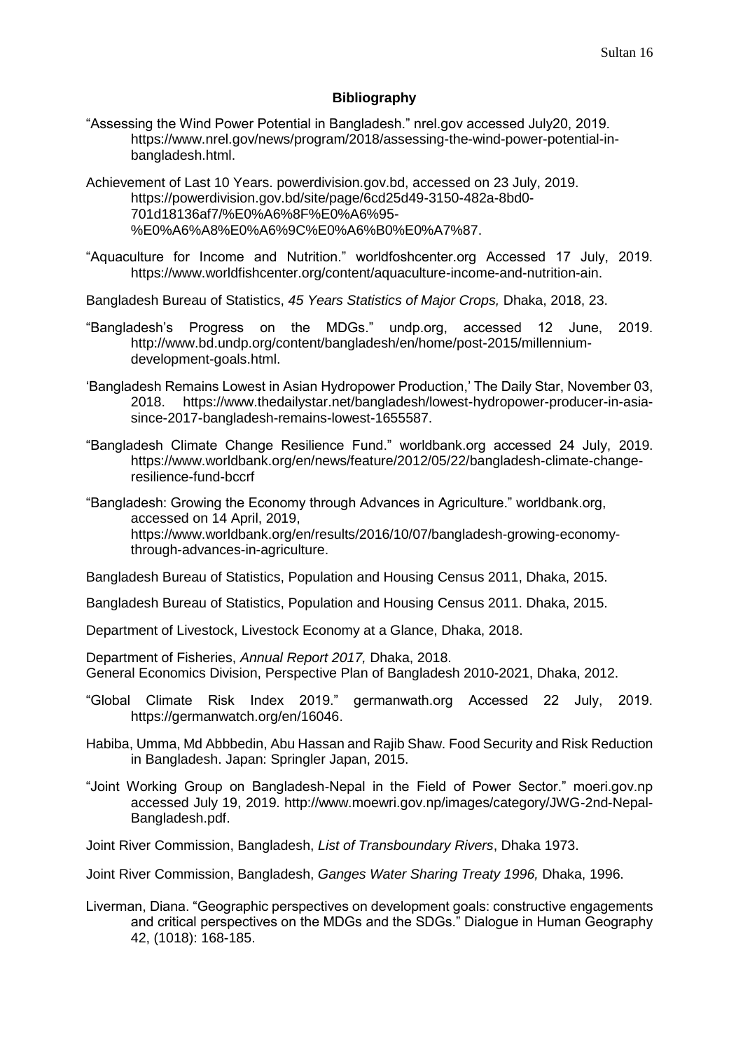**Bibliography**

"Assessing the Wind Power Potential in Bangladesh." nrel.gov accessed July20, 2019. https://www.nrel.gov/news/program/2018/assessing-the-wind-power-potential-in-bangladesh.html.

Achievement of Last 10 Years. powerdivision.gov.bd, accessed on 23 July, 2019. https://powerdivision.gov.bd/site/page/6cd25d49-3150-482a-8bd0-701d18136af7/%E0%A6%8F%E0%A6%95-%E0%A6%A8%E0%A6%9C%E0%A6%B0%E0%A7%87.

"Aquaculture for Income and Nutrition." worldfoshcenter.org Accessed 17 July, 2019. https://www.worldfishcenter.org/content/aquaculture-income-and-nutrition-ain.

Bangladesh Bureau of Statistics, *45 Years Statistics of Major Crops,* Dhaka, 2018, 23.

"Bangladesh's Progress on the MDGs." undp.org, accessed 12 June, 2019. http://www.bd.undp.org/content/bangladesh/en/home/post-2015/millennium-development-goals.html.

'Bangladesh Remains Lowest in Asian Hydropower Production,' The Daily Star, November 03, 2018. https://www.thedailystar.net/bangladesh/lowest-hydropower-producer-in-asia-since-2017-bangladesh-remains-lowest-1655587.

"Bangladesh Climate Change Resilience Fund." worldbank.org accessed 24 July, 2019. https://www.worldbank.org/en/news/feature/2012/05/22/bangladesh-climate-change-resilience-fund-bccrf

"Bangladesh: Growing the Economy through Advances in Agriculture." worldbank.org, accessed on 14 April, 2019, https://www.worldbank.org/en/results/2016/10/07/bangladesh-growing-economy-through-advances-in-agriculture.

Bangladesh Bureau of Statistics, Population and Housing Census 2011, Dhaka, 2015.

Bangladesh Bureau of Statistics, Population and Housing Census 2011. Dhaka, 2015.

Department of Livestock, Livestock Economy at a Glance, Dhaka, 2018.

Department of Fisheries, *Annual Report 2017,* Dhaka, 2018.

General Economics Division, Perspective Plan of Bangladesh 2010-2021, Dhaka, 2012.

"Global Climate Risk Index 2019." germanwath.org Accessed 22 July, 2019. https://germanwatch.org/en/16046.

Habiba, Umma, Md Abbbedin, Abu Hassan and Rajib Shaw. Food Security and Risk Reduction in Bangladesh. Japan: Springler Japan, 2015.

"Joint Working Group on Bangladesh-Nepal in the Field of Power Sector." moeri.gov.np accessed July 19, 2019. http://www.moewri.gov.np/images/category/JWG-2nd-Nepal-Bangladesh.pdf.

Joint River Commission, Bangladesh, *List of Transboundary Rivers*, Dhaka 1973.

Joint River Commission, Bangladesh, *Ganges Water Sharing Treaty 1996,* Dhaka, 1996.

Liverman, Diana. "Geographic perspectives on development goals: constructive engagements and critical perspectives on the MDGs and the SDGs." Dialogue in Human Geography 42, (1018): 168-185.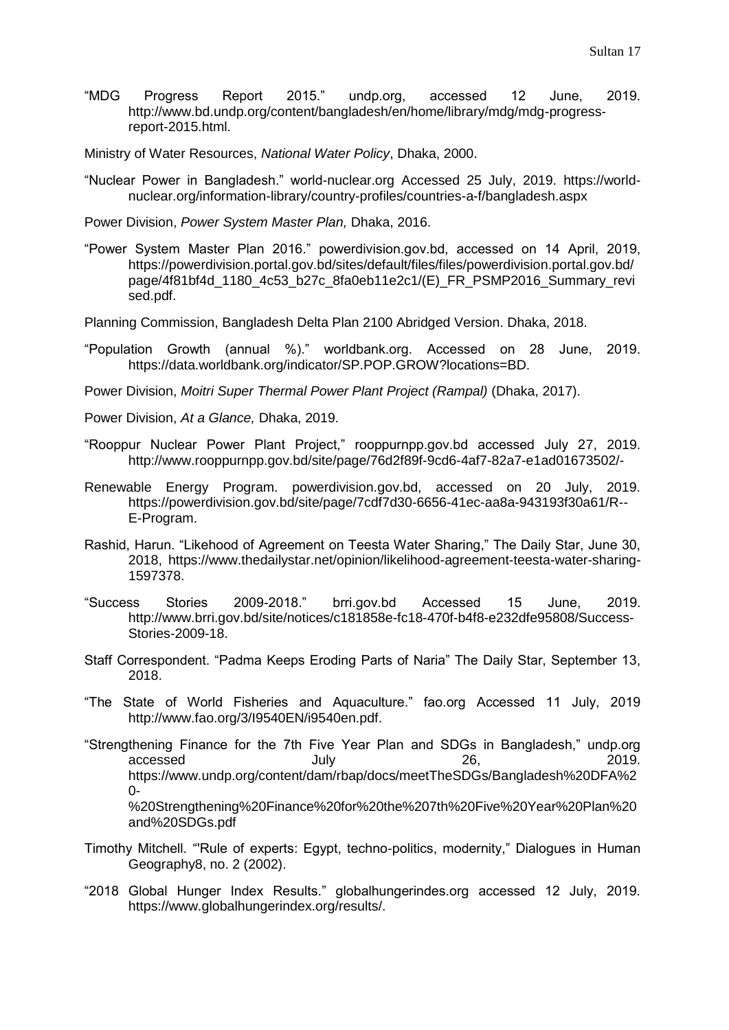"MDG Progress Report 2015." undp.org, accessed 12 June, 2019. http://www.bd.undp.org/content/bangladesh/en/home/library/mdg/mdg-progress-report-2015.html.

Ministry of Water Resources, *National Water Policy*, Dhaka, 2000.

"Nuclear Power in Bangladesh." world-nuclear.org Accessed 25 July, 2019. https://world-nuclear.org/information-library/country-profiles/countries-a-f/bangladesh.aspx

Power Division, *Power System Master Plan,* Dhaka, 2016.

"Power System Master Plan 2016." powerdivision.gov.bd, accessed on 14 April, 2019, https://powerdivision.portal.gov.bd/sites/default/files/files/powerdivision.portal.gov.bd/page/4f81bf4d_1180_4c53_b27c_8fa0eb11e2c1/(E)_FR_PSMP2016_Summary_revised.pdf.

Planning Commission, Bangladesh Delta Plan 2100 Abridged Version. Dhaka, 2018.

"Population Growth (annual %)." worldbank.org. Accessed on 28 June, 2019. https://data.worldbank.org/indicator/SP.POP.GROW?locations=BD.

Power Division, *Moitri Super Thermal Power Plant Project (Rampal)* (Dhaka, 2017).

Power Division, *At a Glance,* Dhaka, 2019.

"Rooppur Nuclear Power Plant Project," rooppurnpp.gov.bd accessed July 27, 2019. http://www.rooppurnpp.gov.bd/site/page/76d2f89f-9cd6-4af7-82a7-e1ad01673502/-

Renewable Energy Program. powerdivision.gov.bd, accessed on 20 July, 2019. https://powerdivision.gov.bd/site/page/7cdf7d30-6656-41ec-aa8a-943193f30a61/R--E-Program.

Rashid, Harun. "Likehood of Agreement on Teesta Water Sharing," The Daily Star, June 30, 2018, https://www.thedailystar.net/opinion/likelihood-agreement-teesta-water-sharing-1597378.

"Success Stories 2009-2018." brri.gov.bd Accessed 15 June, 2019. http://www.brri.gov.bd/site/notices/c181858e-fc18-470f-b4f8-e232dfe95808/Success-Stories-2009-18.

Staff Correspondent. "Padma Keeps Eroding Parts of Naria" The Daily Star, September 13, 2018.

"The State of World Fisheries and Aquaculture." fao.org Accessed 11 July, 2019 http://www.fao.org/3/I9540EN/i9540en.pdf.

"Strengthening Finance for the 7th Five Year Plan and SDGs in Bangladesh," undp.org accessed July 26, 2019. https://www.undp.org/content/dam/rbap/docs/meetTheSDGs/Bangladesh%20DFA%20-%20Strengthening%20Finance%20for%20the%207th%20Five%20Year%20Plan%20and%20SDGs.pdf

Timothy Mitchell. "'Rule of experts: Egypt, techno-politics, modernity," Dialogues in Human Geography8, no. 2 (2002).

"2018 Global Hunger Index Results." globalhungerindes.org accessed 12 July, 2019. https://www.globalhungerindex.org/results/.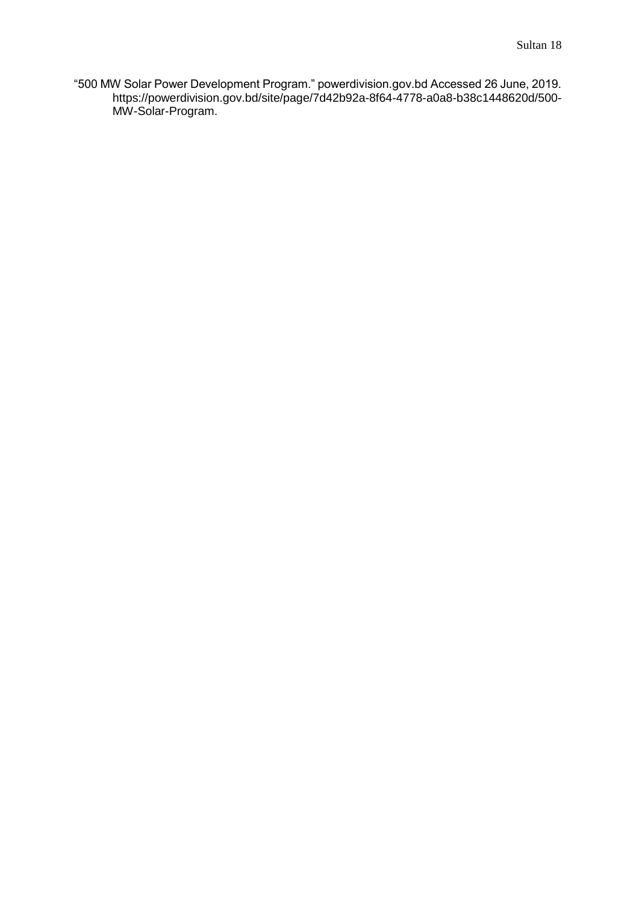“500 MW Solar Power Development Program.” powerdivision.gov.bd Accessed 26 June, 2019. https://powerdivision.gov.bd/site/page/7d42b92a-8f64-4778-a0a8-b38c1448620d/500-MW-Solar-Program.